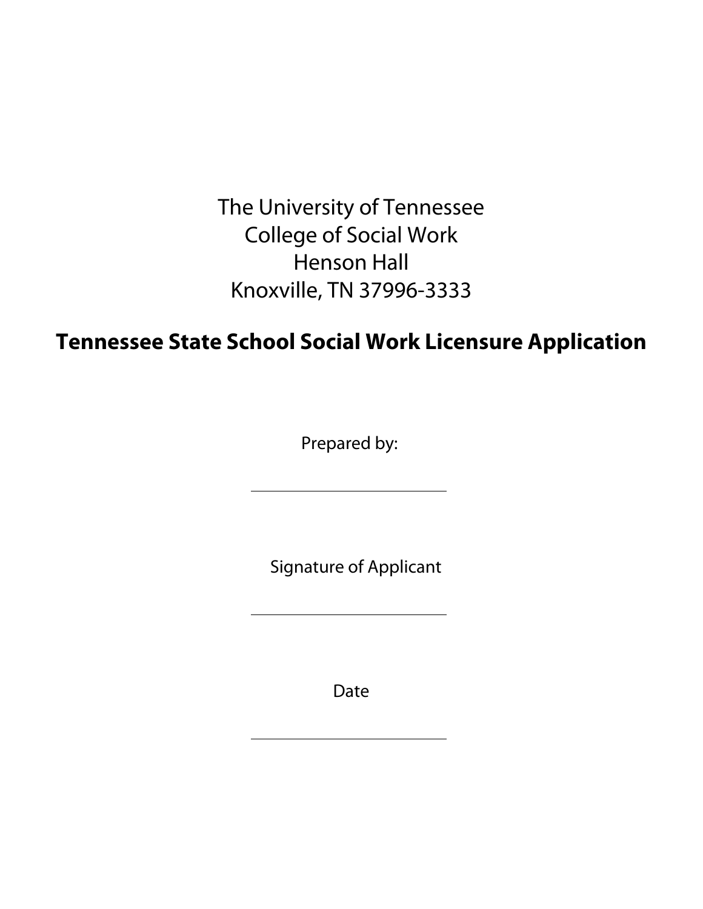The University of Tennessee
College of Social Work
Henson Hall
Knoxville, TN 37996-3333

# Tennessee State School Social Work Licensure Application

Prepared by:

\_\_\_\_\_\_\_\_\_\_\_\_\_\_\_\_\_\_\_\_\_\_\_\_\_\_

Signature of Applicant

\_\_\_\_\_\_\_\_\_\_\_\_\_\_\_\_\_\_\_\_\_\_\_\_\_\_

Date

\_\_\_\_\_\_\_\_\_\_\_\_\_\_\_\_\_\_\_\_\_\_\_\_\_\_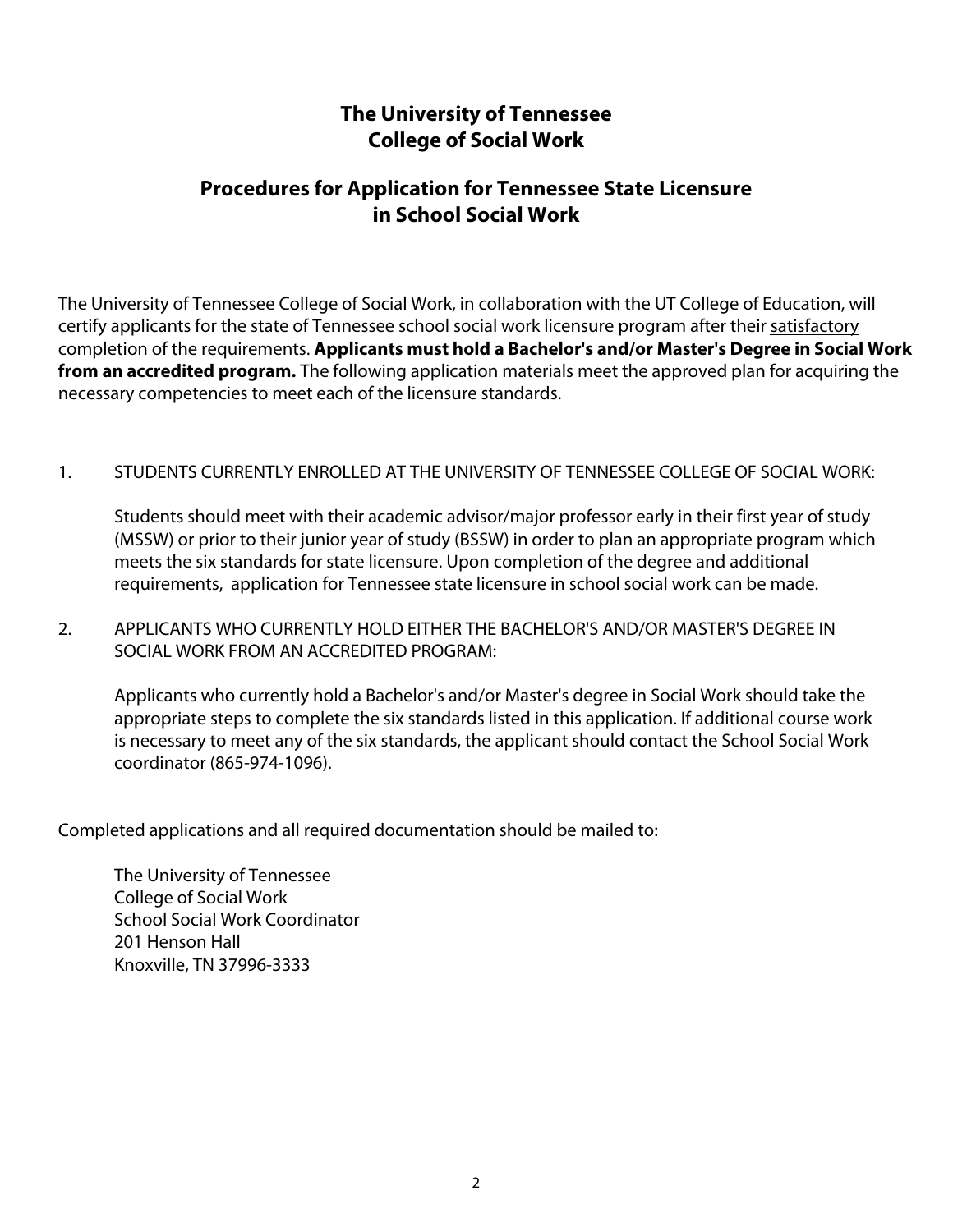# The University of Tennessee
# College of Social Work

## Procedures for Application for Tennessee State Licensure in School Social Work

The University of Tennessee College of Social Work, in collaboration with the UT College of Education, will certify applicants for the state of Tennessee school social work licensure program after their satisfactory completion of the requirements. **Applicants must hold a Bachelor's and/or Master's Degree in Social Work from an accredited program.** The following application materials meet the approved plan for acquiring the necessary competencies to meet each of the licensure standards.

1. STUDENTS CURRENTLY ENROLLED AT THE UNIVERSITY OF TENNESSEE COLLEGE OF SOCIAL WORK:

   Students should meet with their academic advisor/major professor early in their first year of study (MSSW) or prior to their junior year of study (BSSW) in order to plan an appropriate program which meets the six standards for state licensure. Upon completion of the degree and additional requirements, application for Tennessee state licensure in school social work can be made.

2. APPLICANTS WHO CURRENTLY HOLD EITHER THE BACHELOR'S AND/OR MASTER'S DEGREE IN SOCIAL WORK FROM AN ACCREDITED PROGRAM:

   Applicants who currently hold a Bachelor's and/or Master's degree in Social Work should take the appropriate steps to complete the six standards listed in this application. If additional course work is necessary to meet any of the six standards, the applicant should contact the School Social Work coordinator (865-974-1096).

Completed applications and all required documentation should be mailed to:

The University of Tennessee
College of Social Work
School Social Work Coordinator
201 Henson Hall
Knoxville, TN 37996-3333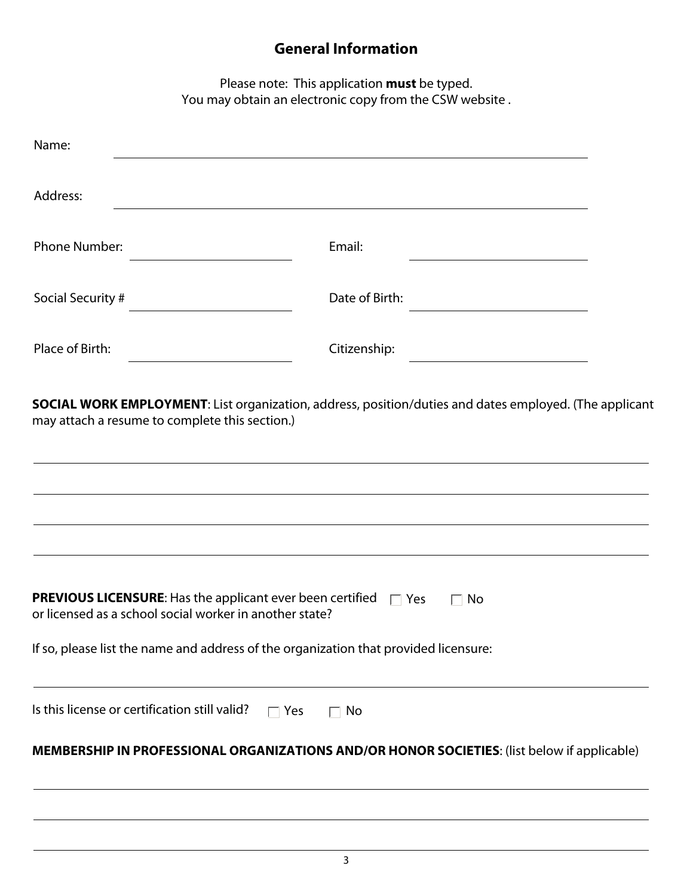## General Information

Please note: This application **must** be typed.
You may obtain an electronic copy from the CSW website .

Name: \_\_\_\_\_\_\_\_\_\_\_\_\_\_\_\_\_\_\_\_\_\_\_\_\_\_\_\_\_\_\_\_\_\_\_\_\_\_\_\_

Address: \_\_\_\_\_\_\_\_\_\_\_\_\_\_\_\_\_\_\_\_\_\_\_\_\_\_\_\_\_\_\_\_\_\_\_\_\_\_\_\_

Phone Number: \_\_\_\_\_\_\_\_\_\_\_\_\_\_\_\_\_\_ Email: \_\_\_\_\_\_\_\_\_\_\_\_\_\_\_\_\_\_

Social Security # \_\_\_\_\_\_\_\_\_\_\_\_\_\_\_\_\_\_ Date of Birth: \_\_\_\_\_\_\_\_\_\_\_\_\_\_\_\_\_\_

Place of Birth: \_\_\_\_\_\_\_\_\_\_\_\_\_\_\_\_\_\_ Citizenship: \_\_\_\_\_\_\_\_\_\_\_\_\_\_\_\_\_\_

**SOCIAL WORK EMPLOYMENT**: List organization, address, position/duties and dates employed. (The applicant may attach a resume to complete this section.)

\_\_\_\_\_\_\_\_\_\_\_\_\_\_\_\_\_\_\_\_\_\_\_\_\_\_\_\_\_\_\_\_\_\_\_\_\_\_\_\_\_\_\_\_\_\_\_\_\_\_\_\_\_\_\_\_

\_\_\_\_\_\_\_\_\_\_\_\_\_\_\_\_\_\_\_\_\_\_\_\_\_\_\_\_\_\_\_\_\_\_\_\_\_\_\_\_\_\_\_\_\_\_\_\_\_\_\_\_\_\_\_\_

\_\_\_\_\_\_\_\_\_\_\_\_\_\_\_\_\_\_\_\_\_\_\_\_\_\_\_\_\_\_\_\_\_\_\_\_\_\_\_\_\_\_\_\_\_\_\_\_\_\_\_\_\_\_\_\_

\_\_\_\_\_\_\_\_\_\_\_\_\_\_\_\_\_\_\_\_\_\_\_\_\_\_\_\_\_\_\_\_\_\_\_\_\_\_\_\_\_\_\_\_\_\_\_\_\_\_\_\_\_\_\_\_

**PREVIOUS LICENSURE**: Has the applicant ever been certified or licensed as a school social worker in another state? ☐ Yes ☐ No

If so, please list the name and address of the organization that provided licensure:

\_\_\_\_\_\_\_\_\_\_\_\_\_\_\_\_\_\_\_\_\_\_\_\_\_\_\_\_\_\_\_\_\_\_\_\_\_\_\_\_\_\_\_\_\_\_\_\_\_\_\_\_\_\_\_\_

Is this license or certification still valid? ☐ Yes ☐ No

**MEMBERSHIP IN PROFESSIONAL ORGANIZATIONS AND/OR HONOR SOCIETIES**: (list below if applicable)

\_\_\_\_\_\_\_\_\_\_\_\_\_\_\_\_\_\_\_\_\_\_\_\_\_\_\_\_\_\_\_\_\_\_\_\_\_\_\_\_\_\_\_\_\_\_\_\_\_\_\_\_\_\_\_\_

\_\_\_\_\_\_\_\_\_\_\_\_\_\_\_\_\_\_\_\_\_\_\_\_\_\_\_\_\_\_\_\_\_\_\_\_\_\_\_\_\_\_\_\_\_\_\_\_\_\_\_\_\_\_\_\_

\_\_\_\_\_\_\_\_\_\_\_\_\_\_\_\_\_\_\_\_\_\_\_\_\_\_\_\_\_\_\_\_\_\_\_\_\_\_\_\_\_\_\_\_\_\_\_\_\_\_\_\_\_\_\_\_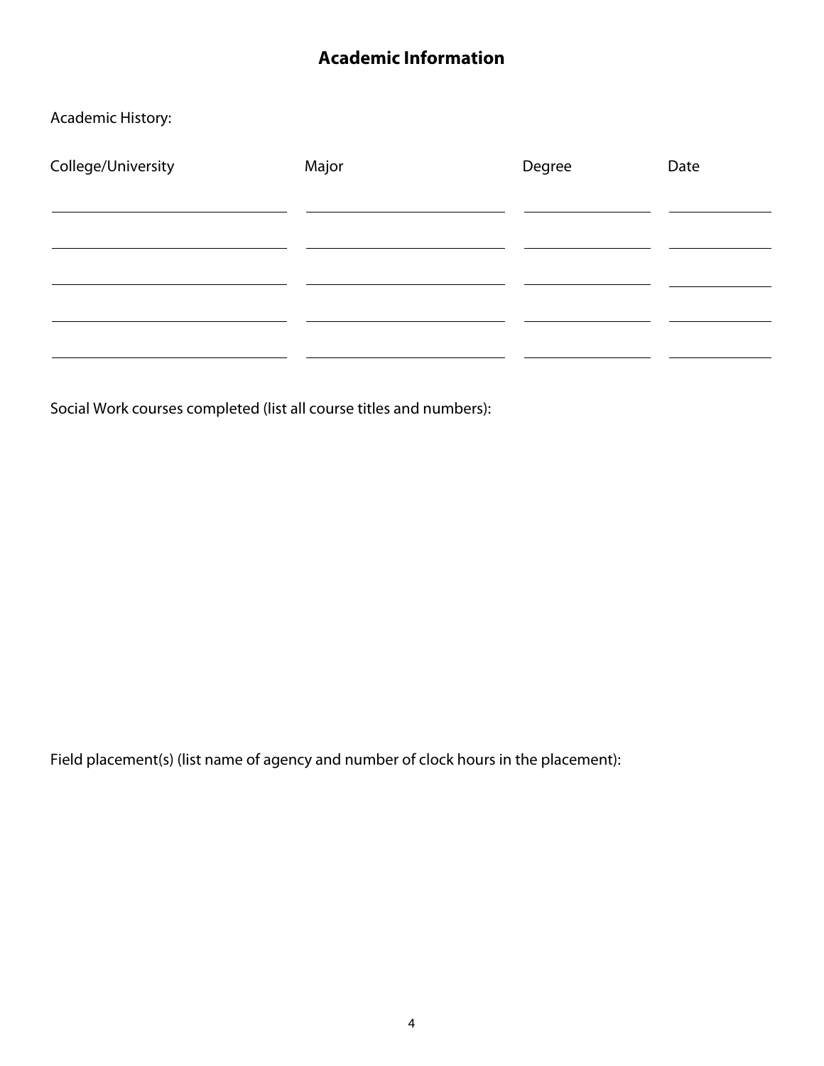## Academic Information

Academic History:

| College/University | Major | Degree | Date |
|---|---|---|---|
| | | | |
| | | | |
| | | | |
| | | | |
| | | | |

Social Work courses completed (list all course titles and numbers):

Field placement(s) (list name of agency and number of clock hours in the placement):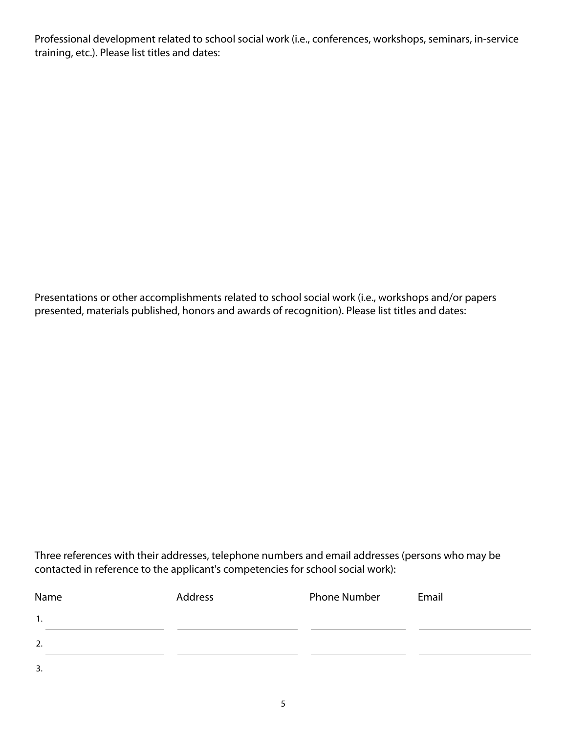Professional development related to school social work (i.e., conferences, workshops, seminars, in-service training, etc.). Please list titles and dates:

Presentations or other accomplishments related to school social work (i.e., workshops and/or papers presented, materials published, honors and awards of recognition). Please list titles and dates:

Three references with their addresses, telephone numbers and email addresses (persons who may be contacted in reference to the applicant's competencies for school social work):

| Name | Address | Phone Number | Email |
|---|---|---|---|
| 1. | | | |
| 2. | | | |
| 3. | | | |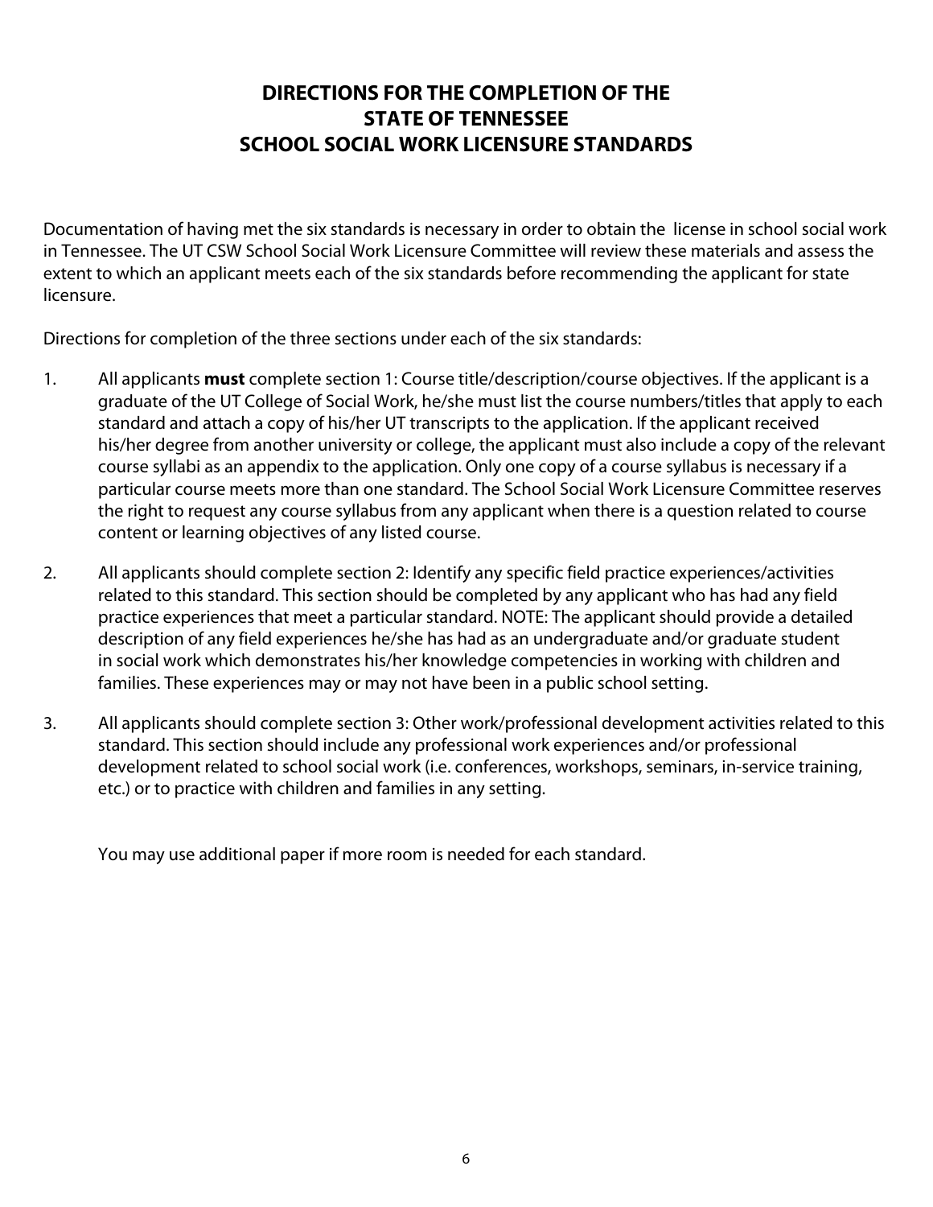# DIRECTIONS FOR THE COMPLETION OF THE STATE OF TENNESSEE SCHOOL SOCIAL WORK LICENSURE STANDARDS

Documentation of having met the six standards is necessary in order to obtain the license in school social work in Tennessee. The UT CSW School Social Work Licensure Committee will review these materials and assess the extent to which an applicant meets each of the six standards before recommending the applicant for state licensure.

Directions for completion of the three sections under each of the six standards:

1. All applicants **must** complete section 1: Course title/description/course objectives. If the applicant is a graduate of the UT College of Social Work, he/she must list the course numbers/titles that apply to each standard and attach a copy of his/her UT transcripts to the application. If the applicant received his/her degree from another university or college, the applicant must also include a copy of the relevant course syllabi as an appendix to the application. Only one copy of a course syllabus is necessary if a particular course meets more than one standard. The School Social Work Licensure Committee reserves the right to request any course syllabus from any applicant when there is a question related to course content or learning objectives of any listed course.

2. All applicants should complete section 2: Identify any specific field practice experiences/activities related to this standard. This section should be completed by any applicant who has had any field practice experiences that meet a particular standard. NOTE: The applicant should provide a detailed description of any field experiences he/she has had as an undergraduate and/or graduate student in social work which demonstrates his/her knowledge competencies in working with children and families. These experiences may or may not have been in a public school setting.

3. All applicants should complete section 3: Other work/professional development activities related to this standard. This section should include any professional work experiences and/or professional development related to school social work (i.e. conferences, workshops, seminars, in-service training, etc.) or to practice with children and families in any setting.

You may use additional paper if more room is needed for each standard.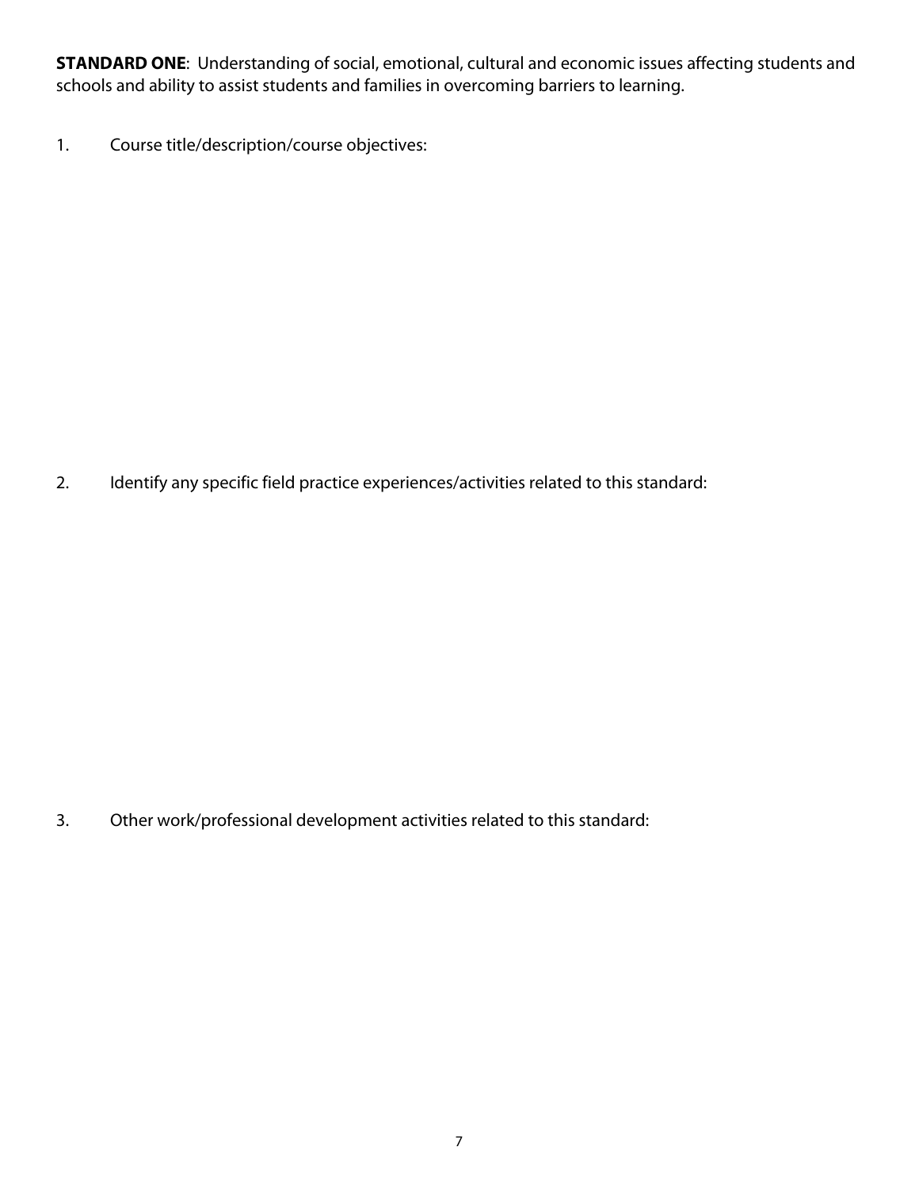**STANDARD ONE**: Understanding of social, emotional, cultural and economic issues affecting students and schools and ability to assist students and families in overcoming barriers to learning.

1. Course title/description/course objectives:

2. Identify any specific field practice experiences/activities related to this standard:

3. Other work/professional development activities related to this standard: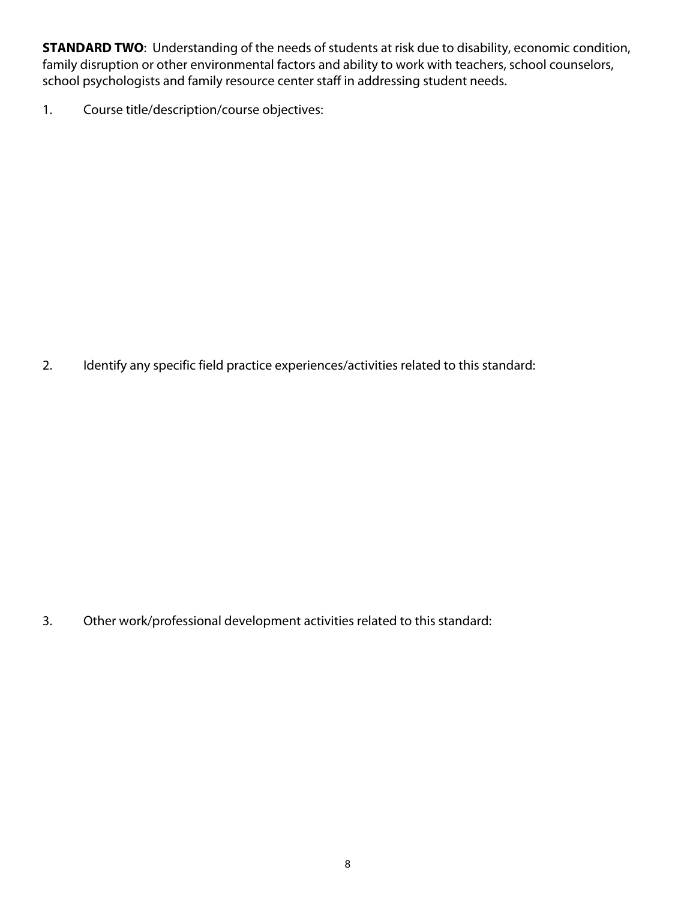**STANDARD TWO**: Understanding of the needs of students at risk due to disability, economic condition, family disruption or other environmental factors and ability to work with teachers, school counselors, school psychologists and family resource center staff in addressing student needs.

1. Course title/description/course objectives:

2. Identify any specific field practice experiences/activities related to this standard:

3. Other work/professional development activities related to this standard: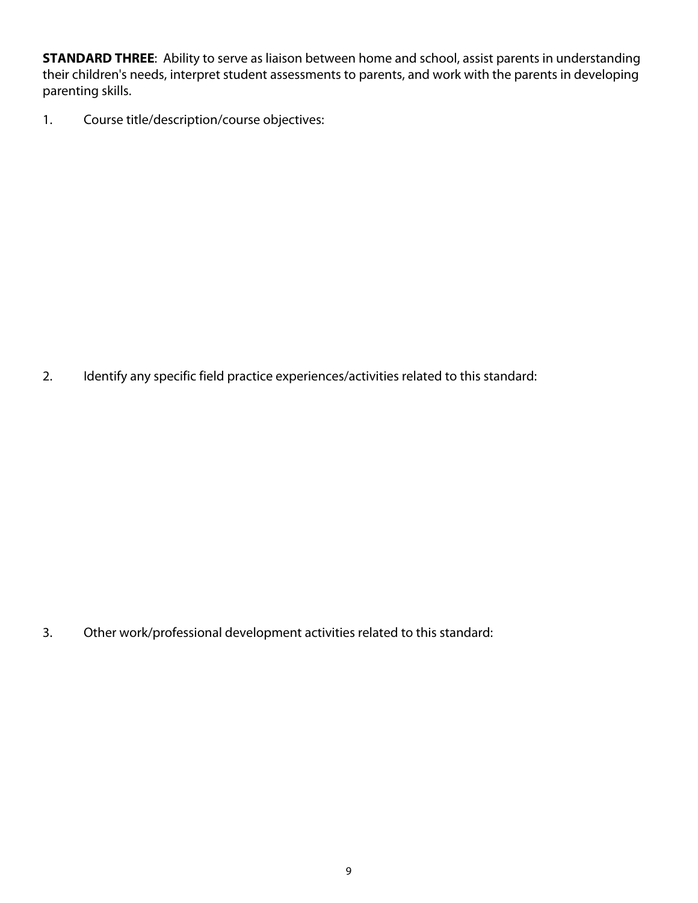**STANDARD THREE**: Ability to serve as liaison between home and school, assist parents in understanding their children's needs, interpret student assessments to parents, and work with the parents in developing parenting skills.

1. Course title/description/course objectives:

2. Identify any specific field practice experiences/activities related to this standard:

3. Other work/professional development activities related to this standard: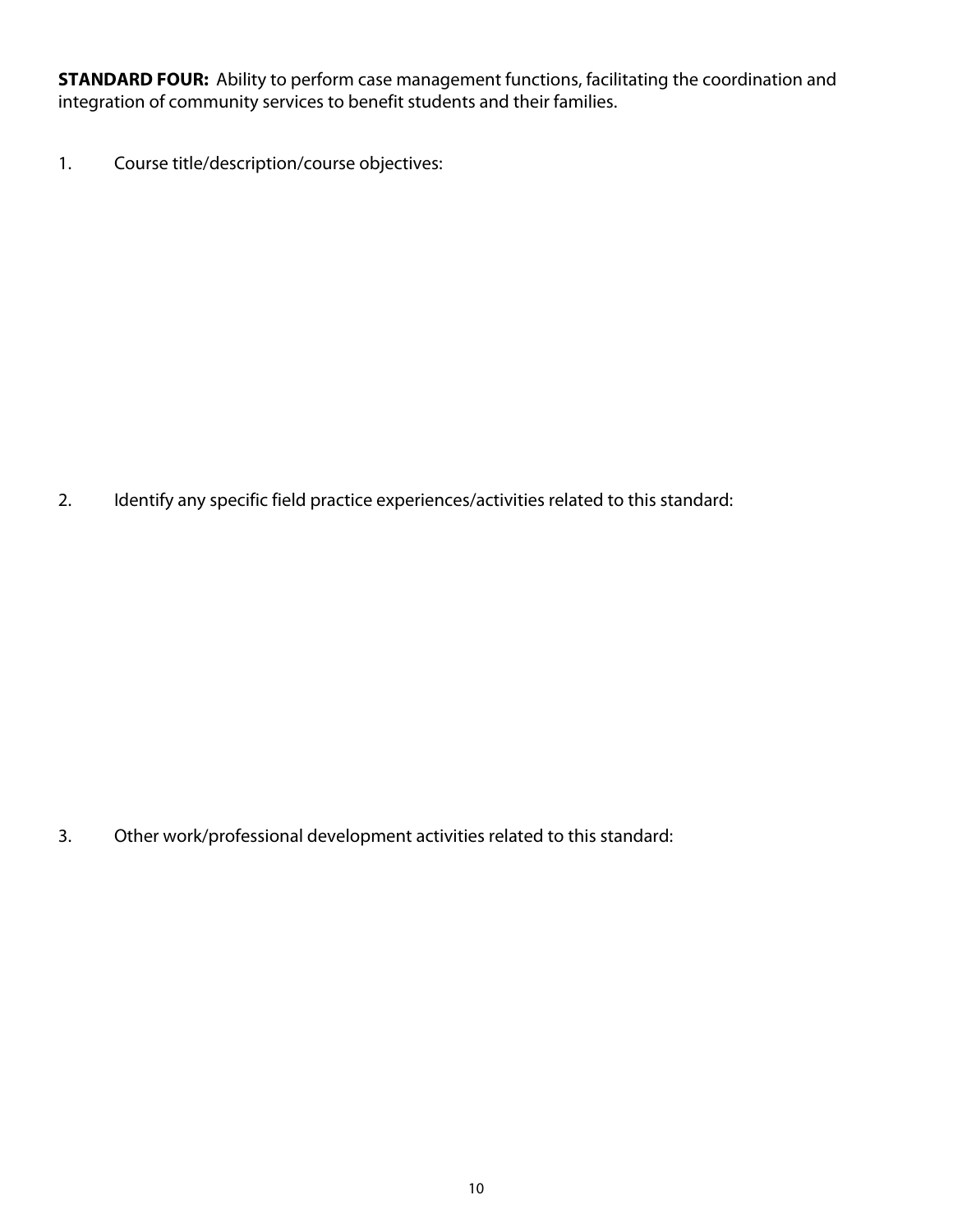**STANDARD FOUR:** Ability to perform case management functions, facilitating the coordination and integration of community services to benefit students and their families.

1. Course title/description/course objectives:

2. Identify any specific field practice experiences/activities related to this standard:

3. Other work/professional development activities related to this standard: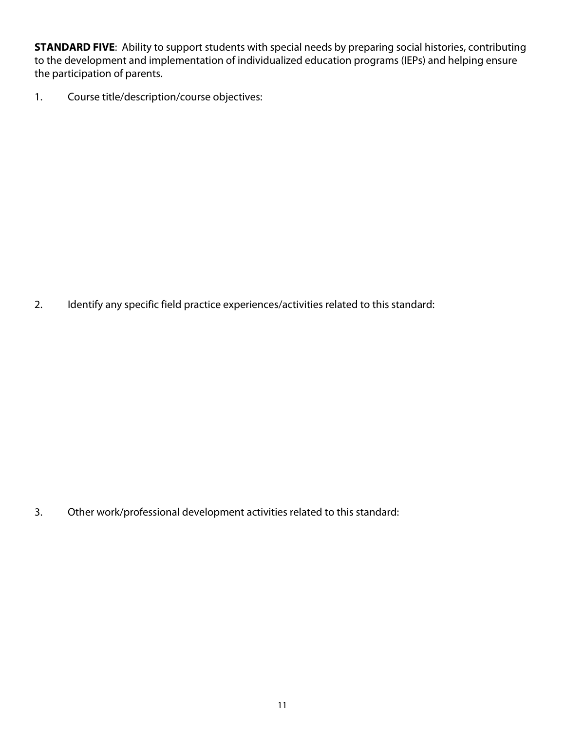**STANDARD FIVE**: Ability to support students with special needs by preparing social histories, contributing to the development and implementation of individualized education programs (IEPs) and helping ensure the participation of parents.

1. Course title/description/course objectives:

2. Identify any specific field practice experiences/activities related to this standard:

3. Other work/professional development activities related to this standard: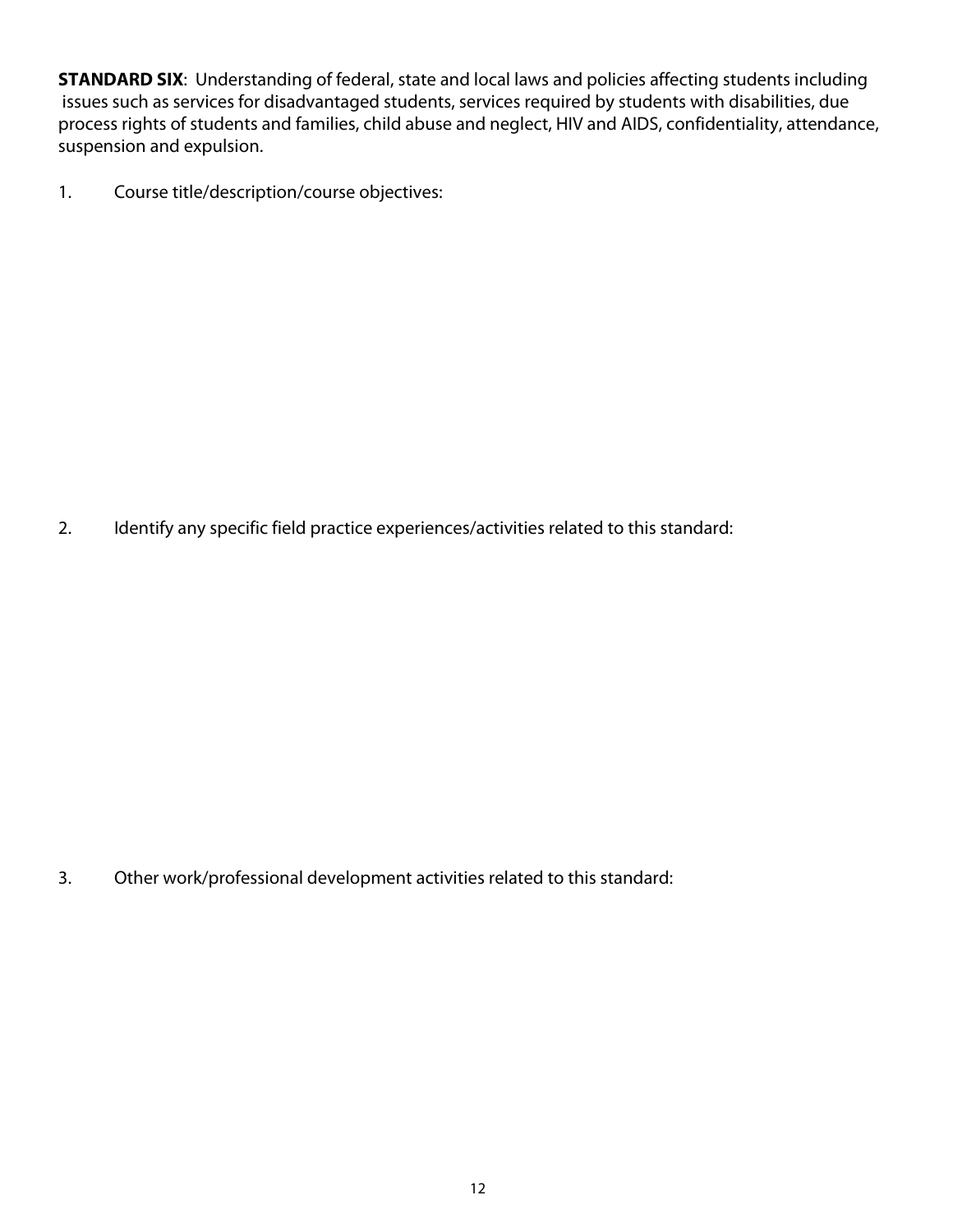**STANDARD SIX**: Understanding of federal, state and local laws and policies affecting students including issues such as services for disadvantaged students, services required by students with disabilities, due process rights of students and families, child abuse and neglect, HIV and AIDS, confidentiality, attendance, suspension and expulsion.

1. Course title/description/course objectives:

2. Identify any specific field practice experiences/activities related to this standard:

3. Other work/professional development activities related to this standard: